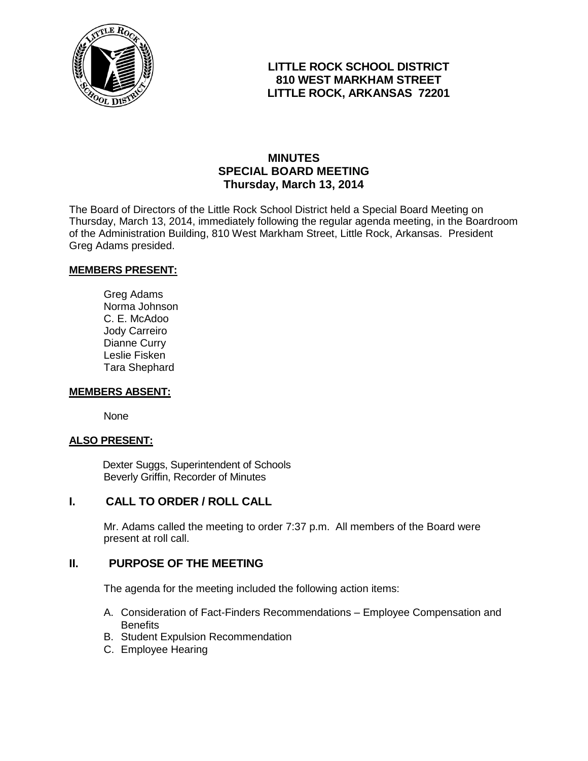**LITTLE ROCK SCHOOL DISTRICT**
**810 WEST MARKHAM STREET**
**LITTLE ROCK, ARKANSAS 72201**

# MINUTES
## SPECIAL BOARD MEETING
### Thursday, March 13, 2014

The Board of Directors of the Little Rock School District held a Special Board Meeting on Thursday, March 13, 2014, immediately following the regular agenda meeting, in the Boardroom of the Administration Building, 810 West Markham Street, Little Rock, Arkansas. President Greg Adams presided.

**MEMBERS PRESENT:**

Greg Adams
Norma Johnson
C. E. McAdoo
Jody Carreiro
Dianne Curry
Leslie Fisken
Tara Shephard

**MEMBERS ABSENT:**

None

**ALSO PRESENT:**

Dexter Suggs, Superintendent of Schools
Beverly Griffin, Recorder of Minutes

## I. CALL TO ORDER / ROLL CALL

Mr. Adams called the meeting to order 7:37 p.m. All members of the Board were present at roll call.

## II. PURPOSE OF THE MEETING

The agenda for the meeting included the following action items:

A. Consideration of Fact-Finders Recommendations – Employee Compensation and Benefits
B. Student Expulsion Recommendation
C. Employee Hearing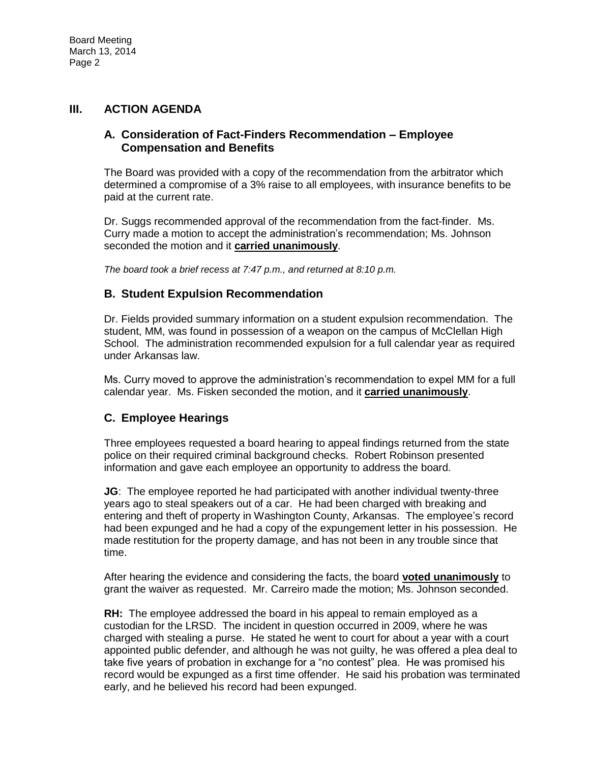## III. ACTION AGENDA

### A. Consideration of Fact-Finders Recommendation – Employee Compensation and Benefits

The Board was provided with a copy of the recommendation from the arbitrator which determined a compromise of a 3% raise to all employees, with insurance benefits to be paid at the current rate.

Dr. Suggs recommended approval of the recommendation from the fact-finder. Ms. Curry made a motion to accept the administration's recommendation; Ms. Johnson seconded the motion and it **carried unanimously**.

*The board took a brief recess at 7:47 p.m., and returned at 8:10 p.m.*

### B. Student Expulsion Recommendation

Dr. Fields provided summary information on a student expulsion recommendation. The student, MM, was found in possession of a weapon on the campus of McClellan High School. The administration recommended expulsion for a full calendar year as required under Arkansas law.

Ms. Curry moved to approve the administration's recommendation to expel MM for a full calendar year. Ms. Fisken seconded the motion, and it **carried unanimously**.

### C. Employee Hearings

Three employees requested a board hearing to appeal findings returned from the state police on their required criminal background checks. Robert Robinson presented information and gave each employee an opportunity to address the board.

**JG**: The employee reported he had participated with another individual twenty-three years ago to steal speakers out of a car. He had been charged with breaking and entering and theft of property in Washington County, Arkansas. The employee's record had been expunged and he had a copy of the expungement letter in his possession. He made restitution for the property damage, and has not been in any trouble since that time.

After hearing the evidence and considering the facts, the board **voted unanimously** to grant the waiver as requested. Mr. Carreiro made the motion; Ms. Johnson seconded.

**RH:** The employee addressed the board in his appeal to remain employed as a custodian for the LRSD. The incident in question occurred in 2009, where he was charged with stealing a purse. He stated he went to court for about a year with a court appointed public defender, and although he was not guilty, he was offered a plea deal to take five years of probation in exchange for a "no contest" plea. He was promised his record would be expunged as a first time offender. He said his probation was terminated early, and he believed his record had been expunged.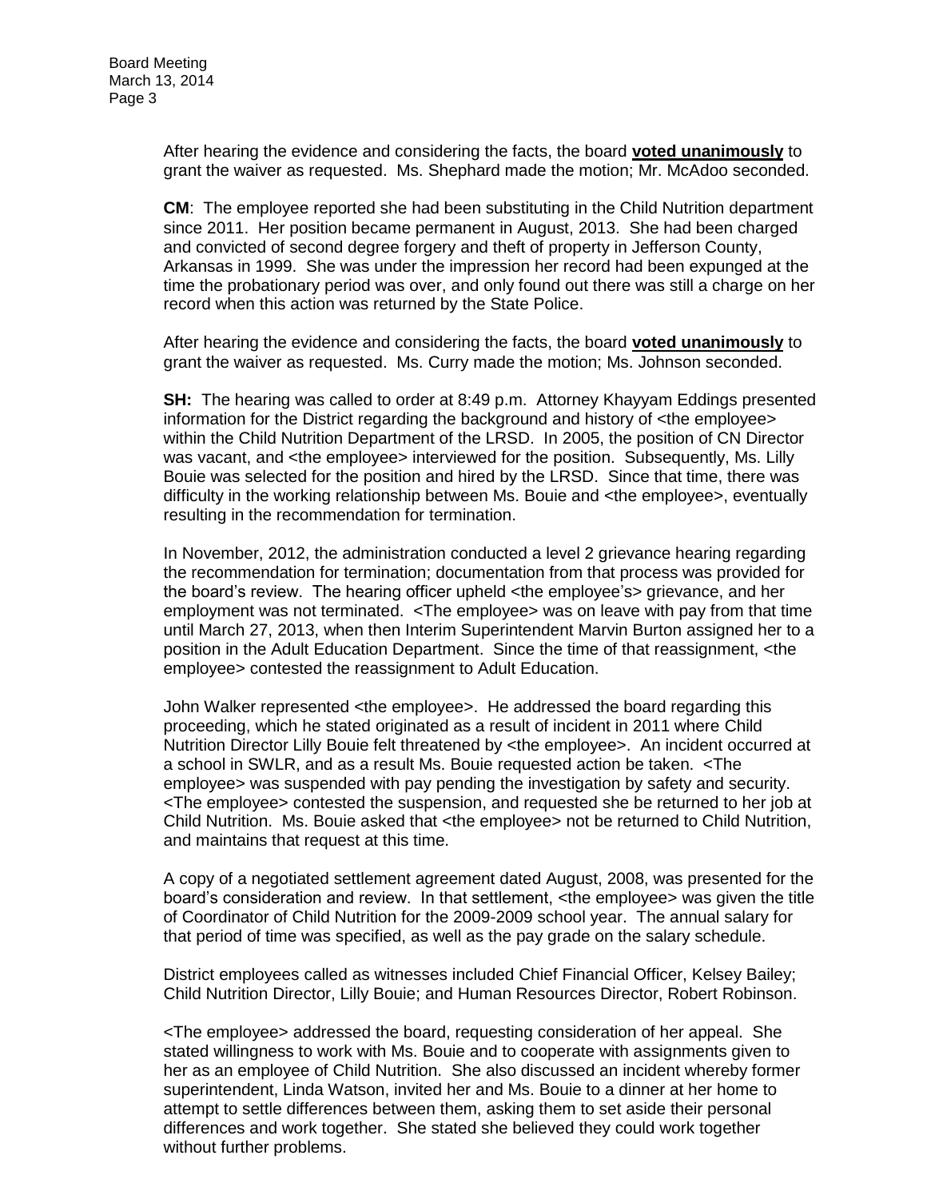After hearing the evidence and considering the facts, the board **voted unanimously** to grant the waiver as requested. Ms. Shephard made the motion; Mr. McAdoo seconded.

**CM**: The employee reported she had been substituting in the Child Nutrition department since 2011. Her position became permanent in August, 2013. She had been charged and convicted of second degree forgery and theft of property in Jefferson County, Arkansas in 1999. She was under the impression her record had been expunged at the time the probationary period was over, and only found out there was still a charge on her record when this action was returned by the State Police.

After hearing the evidence and considering the facts, the board **voted unanimously** to grant the waiver as requested. Ms. Curry made the motion; Ms. Johnson seconded.

**SH:** The hearing was called to order at 8:49 p.m. Attorney Khayyam Eddings presented information for the District regarding the background and history of <the employee> within the Child Nutrition Department of the LRSD. In 2005, the position of CN Director was vacant, and <the employee> interviewed for the position. Subsequently, Ms. Lilly Bouie was selected for the position and hired by the LRSD. Since that time, there was difficulty in the working relationship between Ms. Bouie and <the employee>, eventually resulting in the recommendation for termination.

In November, 2012, the administration conducted a level 2 grievance hearing regarding the recommendation for termination; documentation from that process was provided for the board's review. The hearing officer upheld <the employee's> grievance, and her employment was not terminated. <The employee> was on leave with pay from that time until March 27, 2013, when then Interim Superintendent Marvin Burton assigned her to a position in the Adult Education Department. Since the time of that reassignment, <the employee> contested the reassignment to Adult Education.

John Walker represented <the employee>. He addressed the board regarding this proceeding, which he stated originated as a result of incident in 2011 where Child Nutrition Director Lilly Bouie felt threatened by <the employee>. An incident occurred at a school in SWLR, and as a result Ms. Bouie requested action be taken. <The employee> was suspended with pay pending the investigation by safety and security. <The employee> contested the suspension, and requested she be returned to her job at Child Nutrition. Ms. Bouie asked that <the employee> not be returned to Child Nutrition, and maintains that request at this time.

A copy of a negotiated settlement agreement dated August, 2008, was presented for the board's consideration and review. In that settlement, <the employee> was given the title of Coordinator of Child Nutrition for the 2009-2009 school year. The annual salary for that period of time was specified, as well as the pay grade on the salary schedule.

District employees called as witnesses included Chief Financial Officer, Kelsey Bailey; Child Nutrition Director, Lilly Bouie; and Human Resources Director, Robert Robinson.

<The employee> addressed the board, requesting consideration of her appeal. She stated willingness to work with Ms. Bouie and to cooperate with assignments given to her as an employee of Child Nutrition. She also discussed an incident whereby former superintendent, Linda Watson, invited her and Ms. Bouie to a dinner at her home to attempt to settle differences between them, asking them to set aside their personal differences and work together. She stated she believed they could work together without further problems.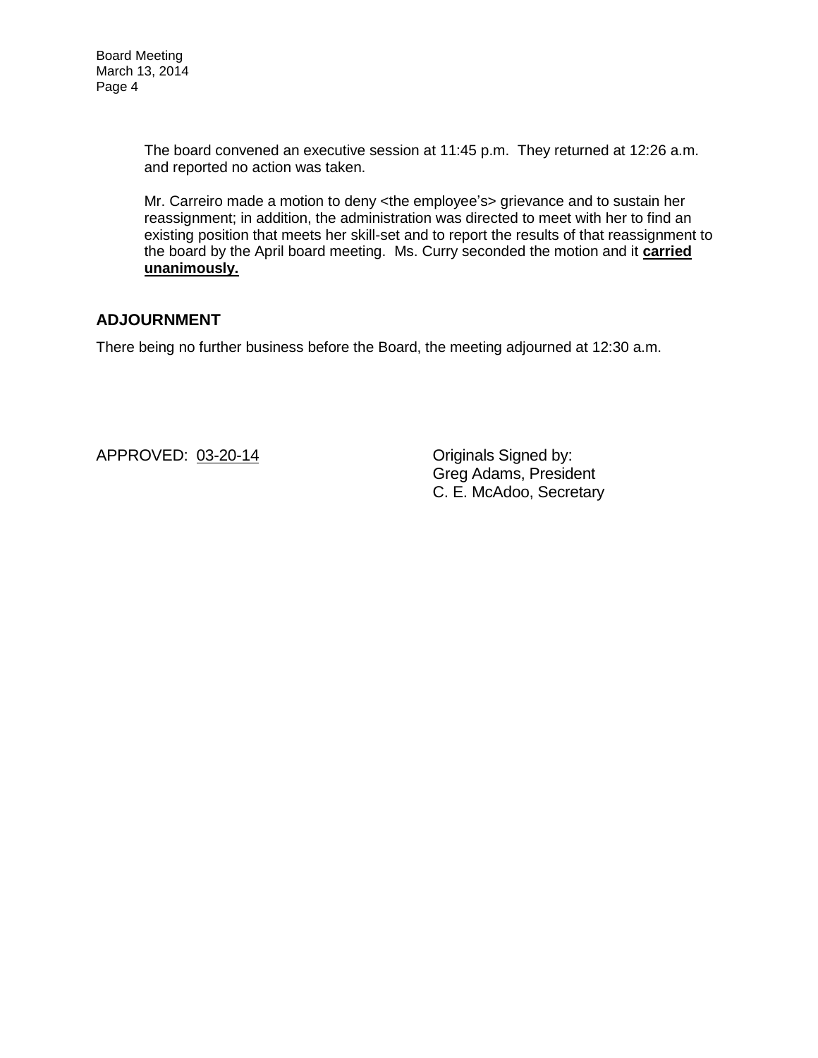The board convened an executive session at 11:45 p.m. They returned at 12:26 a.m. and reported no action was taken.

Mr. Carreiro made a motion to deny <the employee's> grievance and to sustain her reassignment; in addition, the administration was directed to meet with her to find an existing position that meets her skill-set and to report the results of that reassignment to the board by the April board meeting. Ms. Curry seconded the motion and it **carried unanimously.**

## ADJOURNMENT

There being no further business before the Board, the meeting adjourned at 12:30 a.m.

APPROVED: 03-20-14

Originals Signed by:
Greg Adams, President
C. E. McAdoo, Secretary